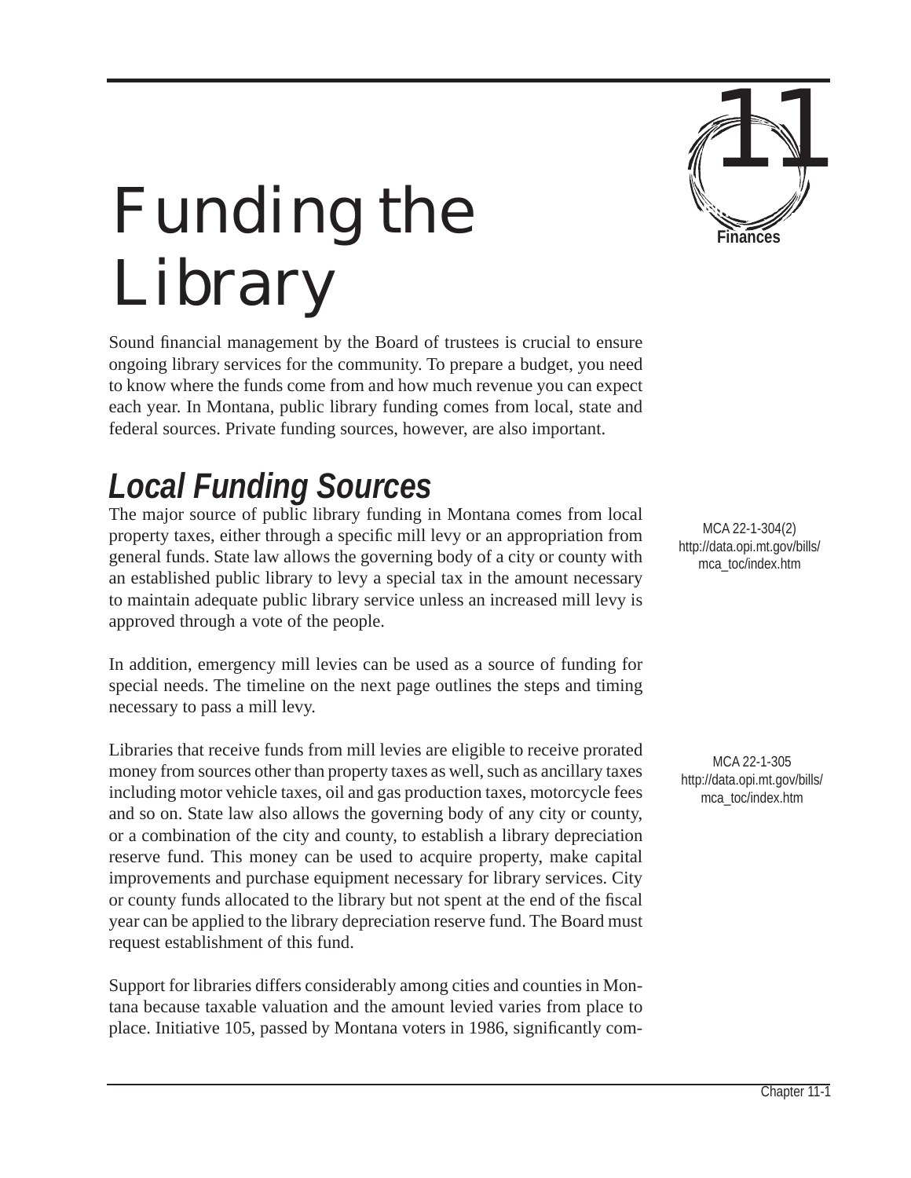# Funding the Library

11

Finances

Sound financial management by the Board of trustees is crucial to ensure ongoing library services for the community. To prepare a budget, you need to know where the funds come from and how much revenue you can expect each year. In Montana, public library funding comes from local, state and federal sources. Private funding sources, however, are also important.

## *Local Funding Sources*

The major source of public library funding in Montana comes from local property taxes, either through a specific mill levy or an appropriation from general funds. State law allows the governing body of a city or county with an established public library to levy a special tax in the amount necessary to maintain adequate public library service unless an increased mill levy is approved through a vote of the people.

MCA 22-1-304(2)
http://data.opi.mt.gov/bills/mca_toc/index.htm

In addition, emergency mill levies can be used as a source of funding for special needs. The timeline on the next page outlines the steps and timing necessary to pass a mill levy.

Libraries that receive funds from mill levies are eligible to receive prorated money from sources other than property taxes as well, such as ancillary taxes including motor vehicle taxes, oil and gas production taxes, motorcycle fees and so on. State law also allows the governing body of any city or county, or a combination of the city and county, to establish a library depreciation reserve fund. This money can be used to acquire property, make capital improvements and purchase equipment necessary for library services. City or county funds allocated to the library but not spent at the end of the fiscal year can be applied to the library depreciation reserve fund. The Board must request establishment of this fund.

MCA 22-1-305
http://data.opi.mt.gov/bills/mca_toc/index.htm

Support for libraries differs considerably among cities and counties in Montana because taxable valuation and the amount levied varies from place to place. Initiative 105, passed by Montana voters in 1986, significantly com-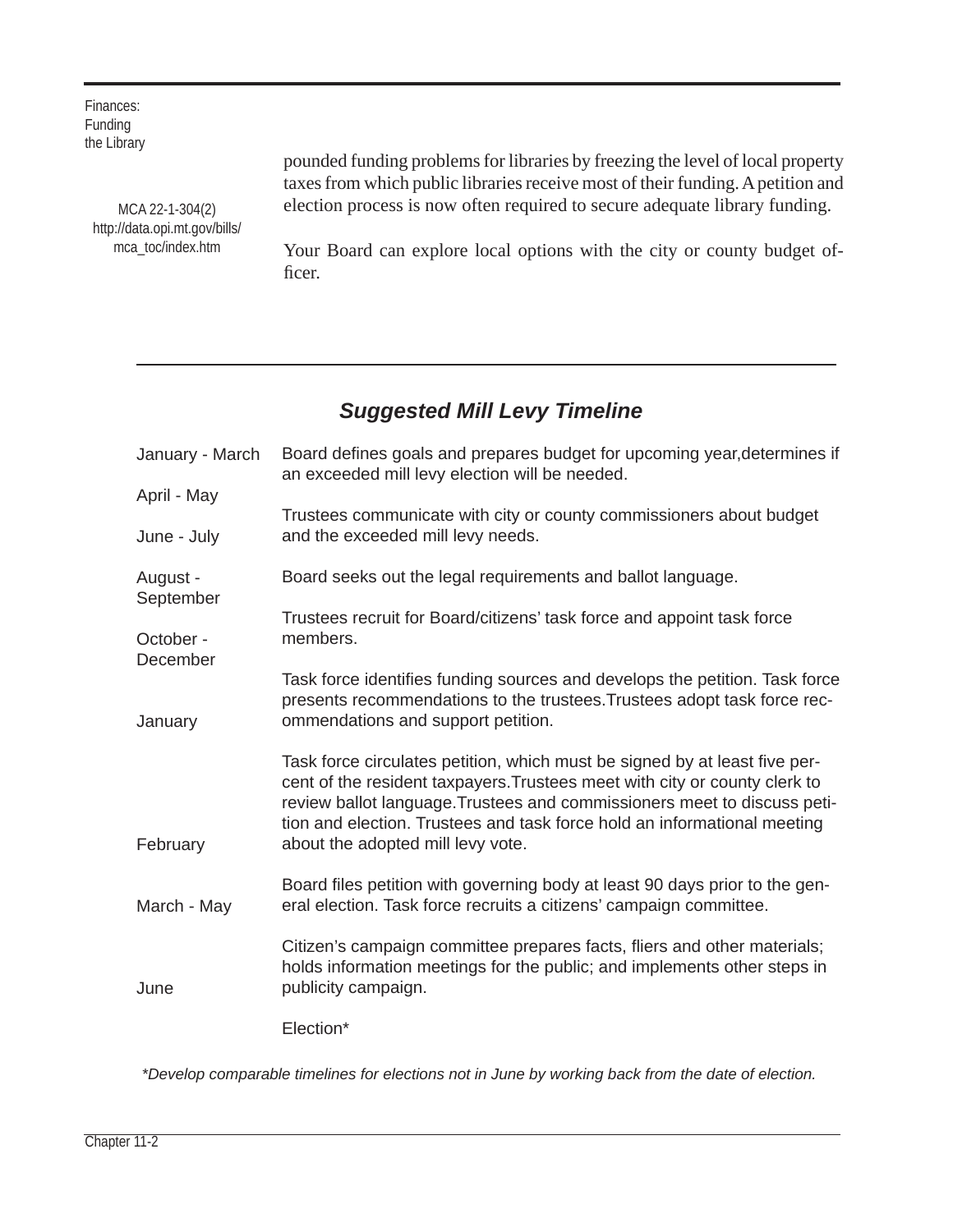pounded funding problems for libraries by freezing the level of local property taxes from which public libraries receive most of their funding. A petition and election process is now often required to secure adequate library funding.

MCA 22-1-304(2)
http://data.opi.mt.gov/bills/mca_toc/index.htm

Your Board can explore local options with the city or county budget officer.

## *Suggested Mill Levy Timeline*

| | |
|---|---|
| January - March | Board defines goals and prepares budget for upcoming year, determines if an exceeded mill levy election will be needed. |
| April - May | Trustees communicate with city or county commissioners about budget and the exceeded mill levy needs. |
| June - July | Board seeks out the legal requirements and ballot language. |
| August - September | Trustees recruit for Board/citizens' task force and appoint task force members. |
| October - December | Task force identifies funding sources and develops the petition. Task force presents recommendations to the trustees. Trustees adopt task force recommendations and support petition. |
| January | Task force circulates petition, which must be signed by at least five percent of the resident taxpayers. Trustees meet with city or county clerk to review ballot language. Trustees and commissioners meet to discuss petition and election. Trustees and task force hold an informational meeting about the adopted mill levy vote. |
| February | Board files petition with governing body at least 90 days prior to the general election. Task force recruits a citizens' campaign committee. |
| March - May | Citizen's campaign committee prepares facts, fliers and other materials; holds information meetings for the public; and implements other steps in publicity campaign. |
| June | Election* |

*\*Develop comparable timelines for elections not in June by working back from the date of election.*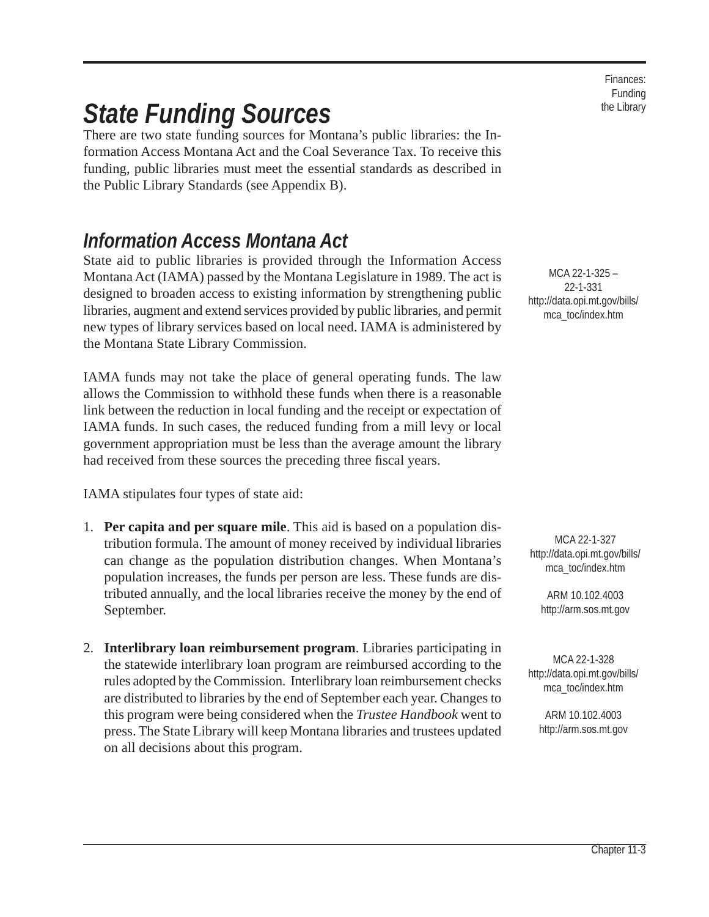# State Funding Sources

There are two state funding sources for Montana's public libraries: the Information Access Montana Act and the Coal Severance Tax. To receive this funding, public libraries must meet the essential standards as described in the Public Library Standards (see Appendix B).

## Information Access Montana Act

MCA 22-1-325 – 22-1-331
http://data.opi.mt.gov/bills/mca_toc/index.htm

State aid to public libraries is provided through the Information Access Montana Act (IAMA) passed by the Montana Legislature in 1989. The act is designed to broaden access to existing information by strengthening public libraries, augment and extend services provided by public libraries, and permit new types of library services based on local need. IAMA is administered by the Montana State Library Commission.

IAMA funds may not take the place of general operating funds. The law allows the Commission to withhold these funds when there is a reasonable link between the reduction in local funding and the receipt or expectation of IAMA funds. In such cases, the reduced funding from a mill levy or local government appropriation must be less than the average amount the library had received from these sources the preceding three fiscal years.

IAMA stipulates four types of state aid:

1. **Per capita and per square mile**. This aid is based on a population distribution formula. The amount of money received by individual libraries can change as the population distribution changes. When Montana's population increases, the funds per person are less. These funds are distributed annually, and the local libraries receive the money by the end of September.

   MCA 22-1-327
   http://data.opi.mt.gov/bills/mca_toc/index.htm

   ARM 10.102.4003
   http://arm.sos.mt.gov

2. **Interlibrary loan reimbursement program**. Libraries participating in the statewide interlibrary loan program are reimbursed according to the rules adopted by the Commission. Interlibrary loan reimbursement checks are distributed to libraries by the end of September each year. Changes to this program were being considered when the *Trustee Handbook* went to press. The State Library will keep Montana libraries and trustees updated on all decisions about this program.

   MCA 22-1-328
   http://data.opi.mt.gov/bills/mca_toc/index.htm

   ARM 10.102.4003
   http://arm.sos.mt.gov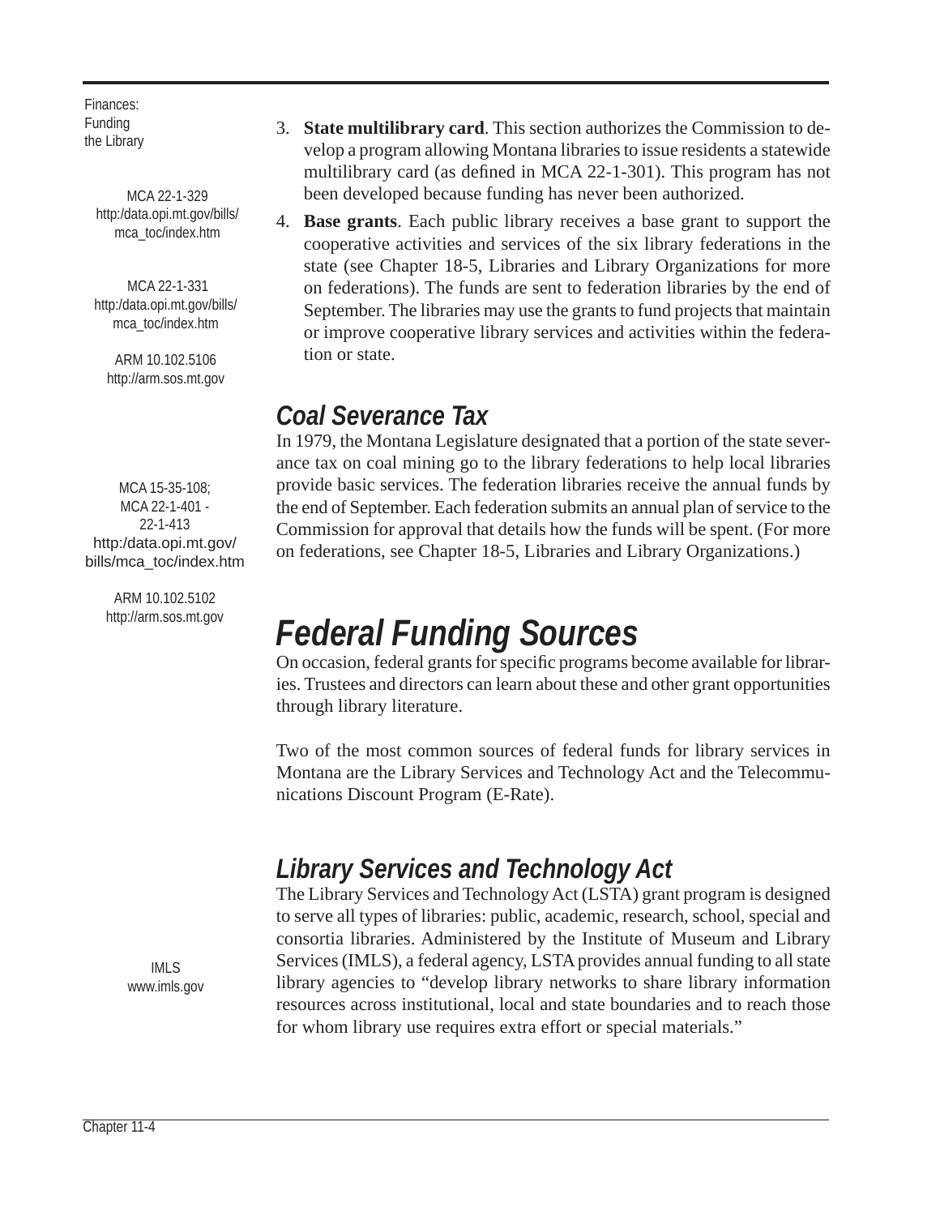Finances: Funding the Library

MCA 22-1-329
http:/data.opi.mt.gov/bills/mca_toc/index.htm

3. **State multilibrary card**. This section authorizes the Commission to develop a program allowing Montana libraries to issue residents a statewide multilibrary card (as defined in MCA 22-1-301). This program has not been developed because funding has never been authorized.

MCA 22-1-331
http:/data.opi.mt.gov/bills/mca_toc/index.htm

ARM 10.102.5106
http://arm.sos.mt.gov

4. **Base grants**. Each public library receives a base grant to support the cooperative activities and services of the six library federations in the state (see Chapter 18-5, Libraries and Library Organizations for more on federations). The funds are sent to federation libraries by the end of September. The libraries may use the grants to fund projects that maintain or improve cooperative library services and activities within the federation or state.

## *Coal Severance Tax*

MCA 15-35-108; MCA 22-1-401 - 22-1-413
http:/data.opi.mt.gov/bills/mca_toc/index.htm

ARM 10.102.5102
http://arm.sos.mt.gov

In 1979, the Montana Legislature designated that a portion of the state severance tax on coal mining go to the library federations to help local libraries provide basic services. The federation libraries receive the annual funds by the end of September. Each federation submits an annual plan of service to the Commission for approval that details how the funds will be spent. (For more on federations, see Chapter 18-5, Libraries and Library Organizations.)

# *Federal Funding Sources*

On occasion, federal grants for specific programs become available for libraries. Trustees and directors can learn about these and other grant opportunities through library literature.

Two of the most common sources of federal funds for library services in Montana are the Library Services and Technology Act and the Telecommunications Discount Program (E-Rate).

## *Library Services and Technology Act*

IMLS
www.imls.gov

The Library Services and Technology Act (LSTA) grant program is designed to serve all types of libraries: public, academic, research, school, special and consortia libraries. Administered by the Institute of Museum and Library Services (IMLS), a federal agency, LSTA provides annual funding to all state library agencies to "develop library networks to share library information resources across institutional, local and state boundaries and to reach those for whom library use requires extra effort or special materials."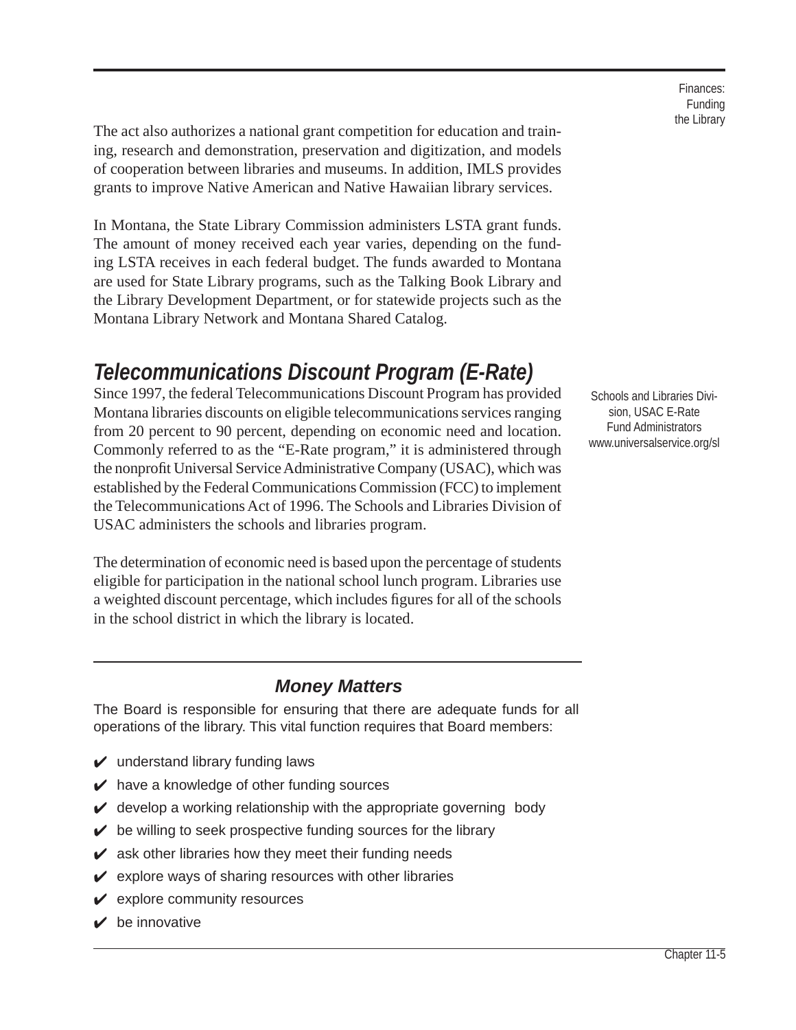The act also authorizes a national grant competition for education and training, research and demonstration, preservation and digitization, and models of cooperation between libraries and museums. In addition, IMLS provides grants to improve Native American and Native Hawaiian library services.

In Montana, the State Library Commission administers LSTA grant funds. The amount of money received each year varies, depending on the funding LSTA receives in each federal budget. The funds awarded to Montana are used for State Library programs, such as the Talking Book Library and the Library Development Department, or for statewide projects such as the Montana Library Network and Montana Shared Catalog.

## *Telecommunications Discount Program (E-Rate)*

Since 1997, the federal Telecommunications Discount Program has provided Montana libraries discounts on eligible telecommunications services ranging from 20 percent to 90 percent, depending on economic need and location. Commonly referred to as the "E-Rate program," it is administered through the nonprofit Universal Service Administrative Company (USAC), which was established by the Federal Communications Commission (FCC) to implement the Telecommunications Act of 1996. The Schools and Libraries Division of USAC administers the schools and libraries program.

Schools and Libraries Division, USAC E-Rate Fund Administrators
www.universalservice.org/sl

The determination of economic need is based upon the percentage of students eligible for participation in the national school lunch program. Libraries use a weighted discount percentage, which includes figures for all of the schools in the school district in which the library is located.

### *Money Matters*

The Board is responsible for ensuring that there are adequate funds for all operations of the library. This vital function requires that Board members:

- ✔ understand library funding laws
- ✔ have a knowledge of other funding sources
- ✔ develop a working relationship with the appropriate governing body
- ✔ be willing to seek prospective funding sources for the library
- ✔ ask other libraries how they meet their funding needs
- ✔ explore ways of sharing resources with other libraries
- ✔ explore community resources
- ✔ be innovative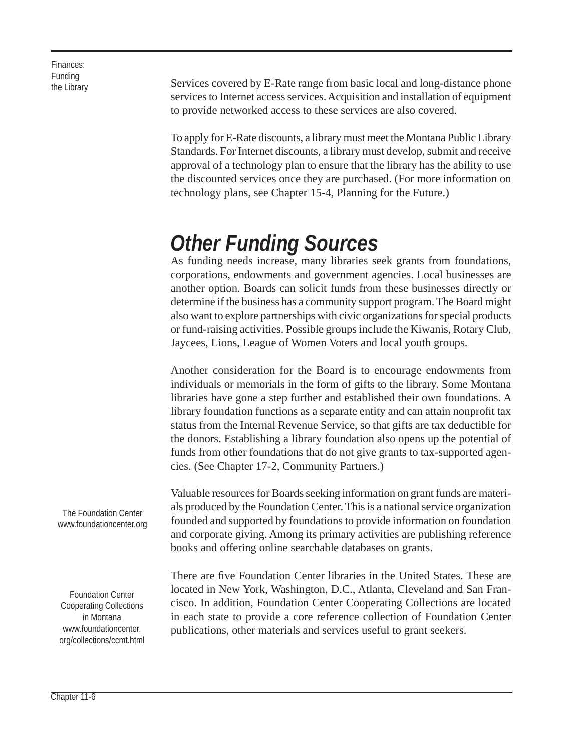Services covered by E-Rate range from basic local and long-distance phone services to Internet access services. Acquisition and installation of equipment to provide networked access to these services are also covered.

To apply for E-Rate discounts, a library must meet the Montana Public Library Standards. For Internet discounts, a library must develop, submit and receive approval of a technology plan to ensure that the library has the ability to use the discounted services once they are purchased. (For more information on technology plans, see Chapter 15-4, Planning for the Future.)

## *Other Funding Sources*

As funding needs increase, many libraries seek grants from foundations, corporations, endowments and government agencies. Local businesses are another option. Boards can solicit funds from these businesses directly or determine if the business has a community support program. The Board might also want to explore partnerships with civic organizations for special products or fund-raising activities. Possible groups include the Kiwanis, Rotary Club, Jaycees, Lions, League of Women Voters and local youth groups.

Another consideration for the Board is to encourage endowments from individuals or memorials in the form of gifts to the library. Some Montana libraries have gone a step further and established their own foundations. A library foundation functions as a separate entity and can attain nonprofit tax status from the Internal Revenue Service, so that gifts are tax deductible for the donors. Establishing a library foundation also opens up the potential of funds from other foundations that do not give grants to tax-supported agencies. (See Chapter 17-2, Community Partners.)

The Foundation Center
www.foundationcenter.org

Valuable resources for Boards seeking information on grant funds are materials produced by the Foundation Center. This is a national service organization founded and supported by foundations to provide information on foundation and corporate giving. Among its primary activities are publishing reference books and offering online searchable databases on grants.

Foundation Center Cooperating Collections in Montana
www.foundationcenter.org/collections/ccmt.html

There are five Foundation Center libraries in the United States. These are located in New York, Washington, D.C., Atlanta, Cleveland and San Francisco. In addition, Foundation Center Cooperating Collections are located in each state to provide a core reference collection of Foundation Center publications, other materials and services useful to grant seekers.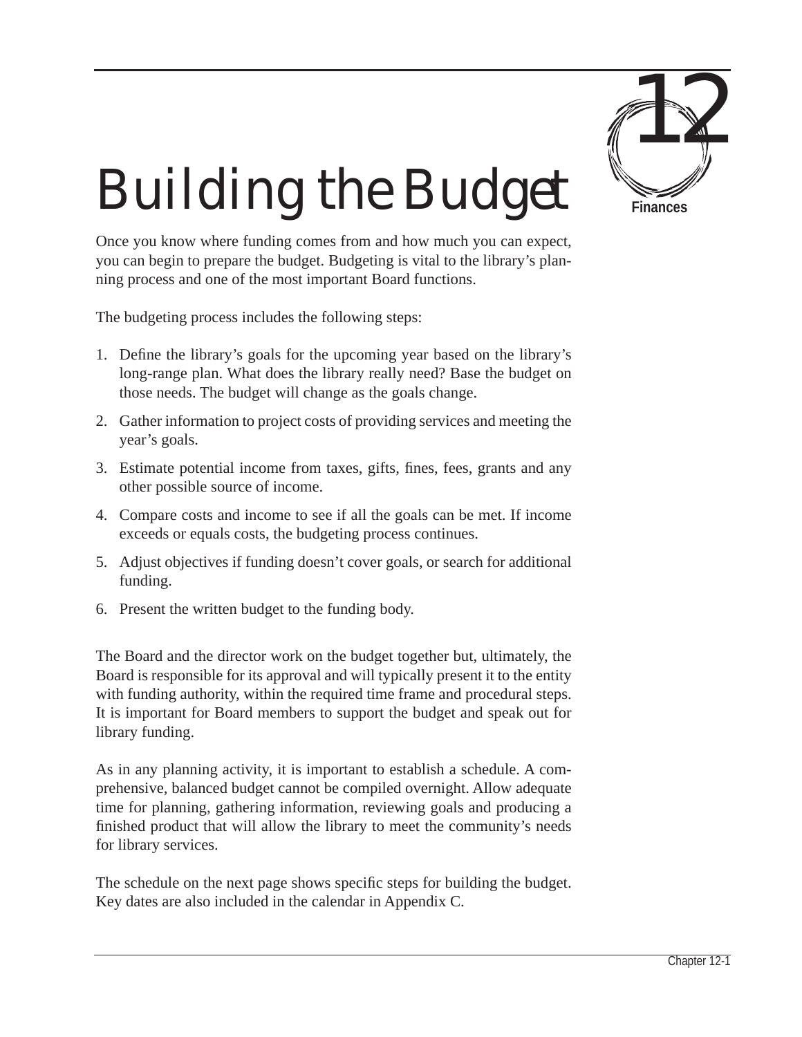# Building the Budget

12

**Finances**

Once you know where funding comes from and how much you can expect, you can begin to prepare the budget. Budgeting is vital to the library's planning process and one of the most important Board functions.

The budgeting process includes the following steps:

1. Define the library's goals for the upcoming year based on the library's long-range plan. What does the library really need? Base the budget on those needs. The budget will change as the goals change.
2. Gather information to project costs of providing services and meeting the year's goals.
3. Estimate potential income from taxes, gifts, fines, fees, grants and any other possible source of income.
4. Compare costs and income to see if all the goals can be met. If income exceeds or equals costs, the budgeting process continues.
5. Adjust objectives if funding doesn't cover goals, or search for additional funding.
6. Present the written budget to the funding body.

The Board and the director work on the budget together but, ultimately, the Board is responsible for its approval and will typically present it to the entity with funding authority, within the required time frame and procedural steps. It is important for Board members to support the budget and speak out for library funding.

As in any planning activity, it is important to establish a schedule. A comprehensive, balanced budget cannot be compiled overnight. Allow adequate time for planning, gathering information, reviewing goals and producing a finished product that will allow the library to meet the community's needs for library services.

The schedule on the next page shows specific steps for building the budget. Key dates are also included in the calendar in Appendix C.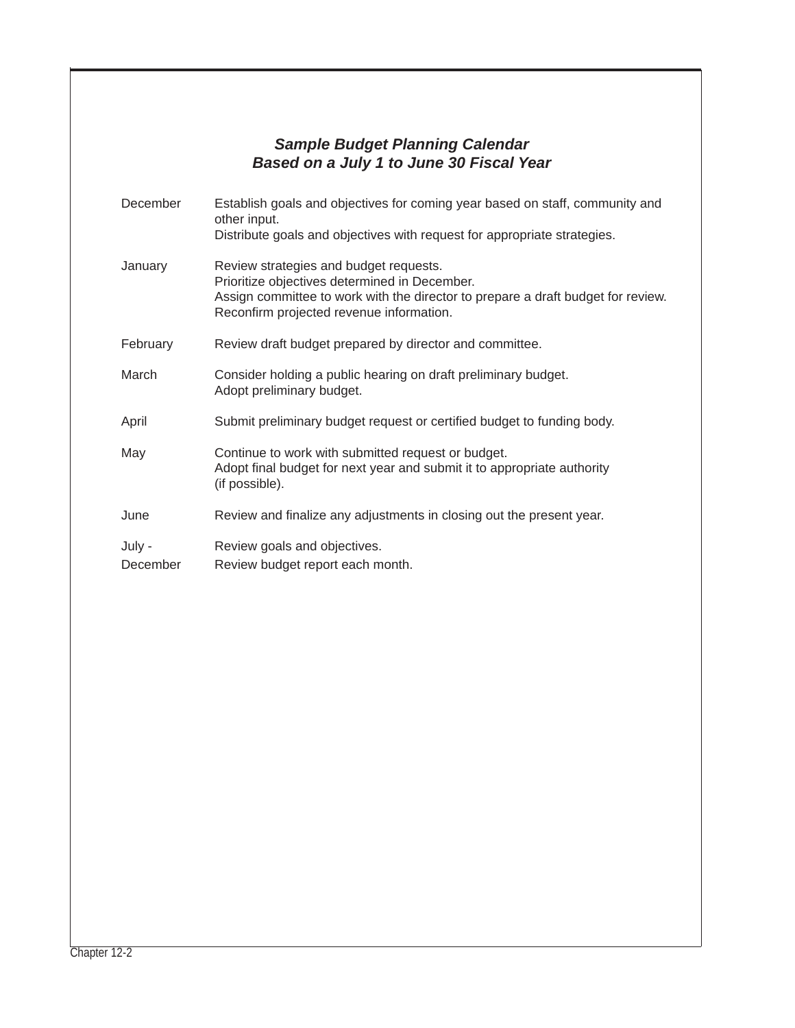***Sample Budget Planning Calendar***
***Based on a July 1 to June 30 Fiscal Year***

| | |
|---|---|
| December | Establish goals and objectives for coming year based on staff, community and other input.<br>Distribute goals and objectives with request for appropriate strategies. |
| January | Review strategies and budget requests.<br>Prioritize objectives determined in December.<br>Assign committee to work with the director to prepare a draft budget for review.<br>Reconfirm projected revenue information. |
| February | Review draft budget prepared by director and committee. |
| March | Consider holding a public hearing on draft preliminary budget.<br>Adopt preliminary budget. |
| April | Submit preliminary budget request or certified budget to funding body. |
| May | Continue to work with submitted request or budget.<br>Adopt final budget for next year and submit it to appropriate authority (if possible). |
| June | Review and finalize any adjustments in closing out the present year. |
| July - December | Review goals and objectives.<br>Review budget report each month. |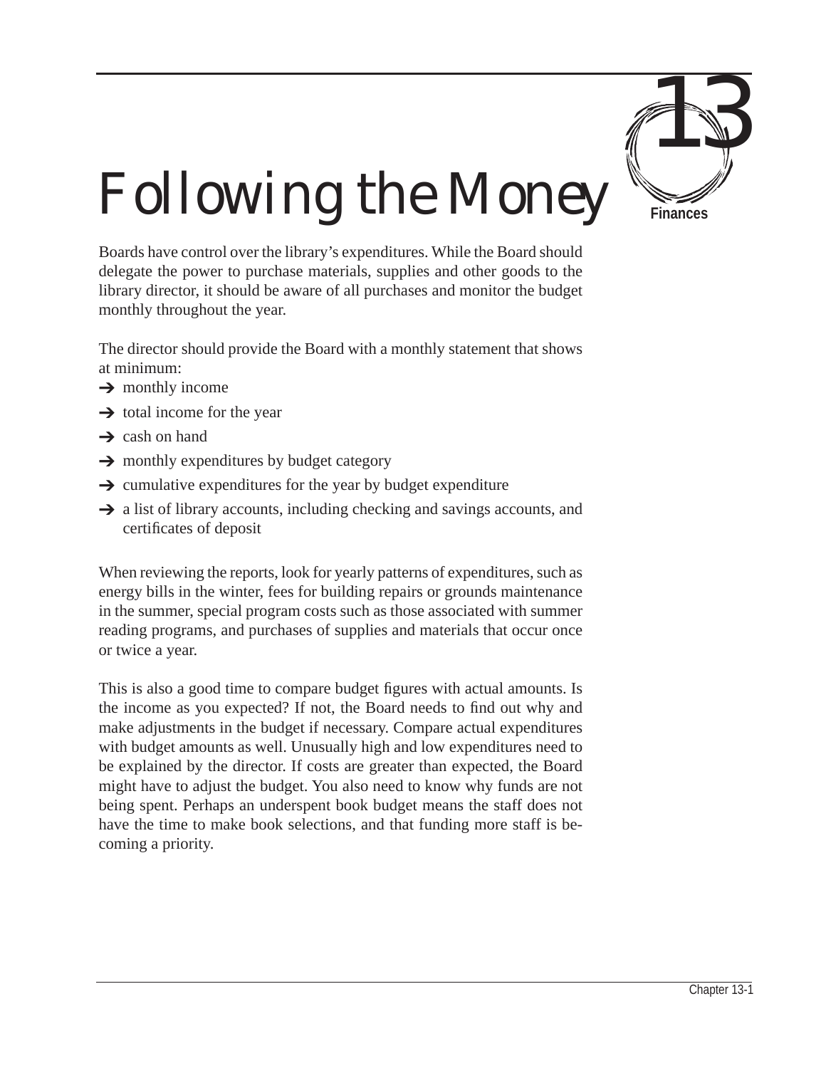# Following the Money

13

**Finances**

Boards have control over the library's expenditures. While the Board should delegate the power to purchase materials, supplies and other goods to the library director, it should be aware of all purchases and monitor the budget monthly throughout the year.

The director should provide the Board with a monthly statement that shows at minimum:

- ➔ monthly income
- ➔ total income for the year
- ➔ cash on hand
- ➔ monthly expenditures by budget category
- ➔ cumulative expenditures for the year by budget expenditure
- ➔ a list of library accounts, including checking and savings accounts, and certificates of deposit

When reviewing the reports, look for yearly patterns of expenditures, such as energy bills in the winter, fees for building repairs or grounds maintenance in the summer, special program costs such as those associated with summer reading programs, and purchases of supplies and materials that occur once or twice a year.

This is also a good time to compare budget figures with actual amounts. Is the income as you expected? If not, the Board needs to find out why and make adjustments in the budget if necessary. Compare actual expenditures with budget amounts as well. Unusually high and low expenditures need to be explained by the director. If costs are greater than expected, the Board might have to adjust the budget. You also need to know why funds are not being spent. Perhaps an underspent book budget means the staff does not have the time to make book selections, and that funding more staff is becoming a priority.